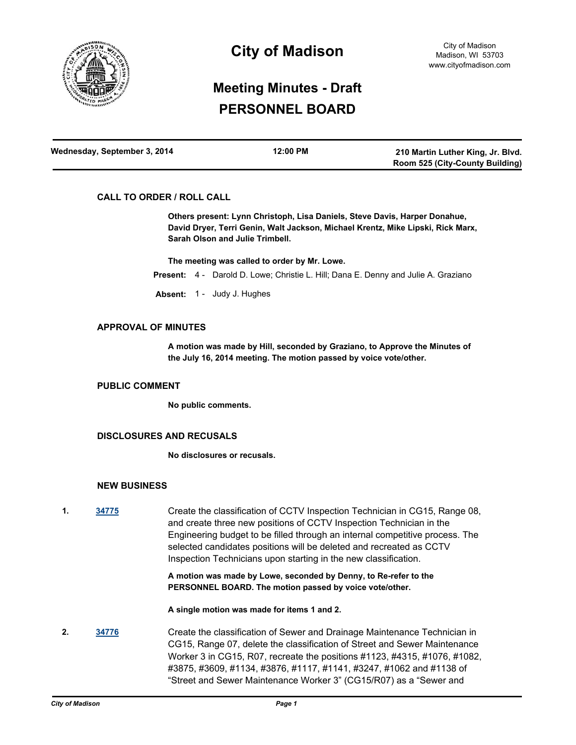# City of Madison

City of Madison
Madison, WI 53703
www.cityofmadison.com

## Meeting Minutes - Draft
## PERSONNEL BOARD

| Wednesday, September 3, 2014 | 12:00 PM | 210 Martin Luther King, Jr. Blvd. Room 525 (City-County Building) |
| --- | --- | --- |

### CALL TO ORDER / ROLL CALL

**Others present: Lynn Christoph, Lisa Daniels, Steve Davis, Harper Donahue, David Dryer, Terri Genin, Walt Jackson, Michael Krentz, Mike Lipski, Rick Marx, Sarah Olson and Julie Trimbell.**

**The meeting was called to order by Mr. Lowe.**

**Present:** 4 - Darold D. Lowe; Christie L. Hill; Dana E. Denny and Julie A. Graziano

**Absent:** 1 - Judy J. Hughes

### APPROVAL OF MINUTES

**A motion was made by Hill, seconded by Graziano, to Approve the Minutes of the July 16, 2014 meeting. The motion passed by voice vote/other.**

### PUBLIC COMMENT

**No public comments.**

### DISCLOSURES AND RECUSALS

**No disclosures or recusals.**

### NEW BUSINESS

**1.** [34775] Create the classification of CCTV Inspection Technician in CG15, Range 08, and create three new positions of CCTV Inspection Technician in the Engineering budget to be filled through an internal competitive process. The selected candidates positions will be deleted and recreated as CCTV Inspection Technicians upon starting in the new classification.

**A motion was made by Lowe, seconded by Denny, to Re-refer to the PERSONNEL BOARD. The motion passed by voice vote/other.**

**A single motion was made for items 1 and 2.**

**2.** [34776] Create the classification of Sewer and Drainage Maintenance Technician in CG15, Range 07, delete the classification of Street and Sewer Maintenance Worker 3 in CG15, R07, recreate the positions #1123, #4315, #1076, #1082, #3875, #3609, #1134, #3876, #1117, #1141, #3247, #1062 and #1138 of "Street and Sewer Maintenance Worker 3" (CG15/R07) as a "Sewer and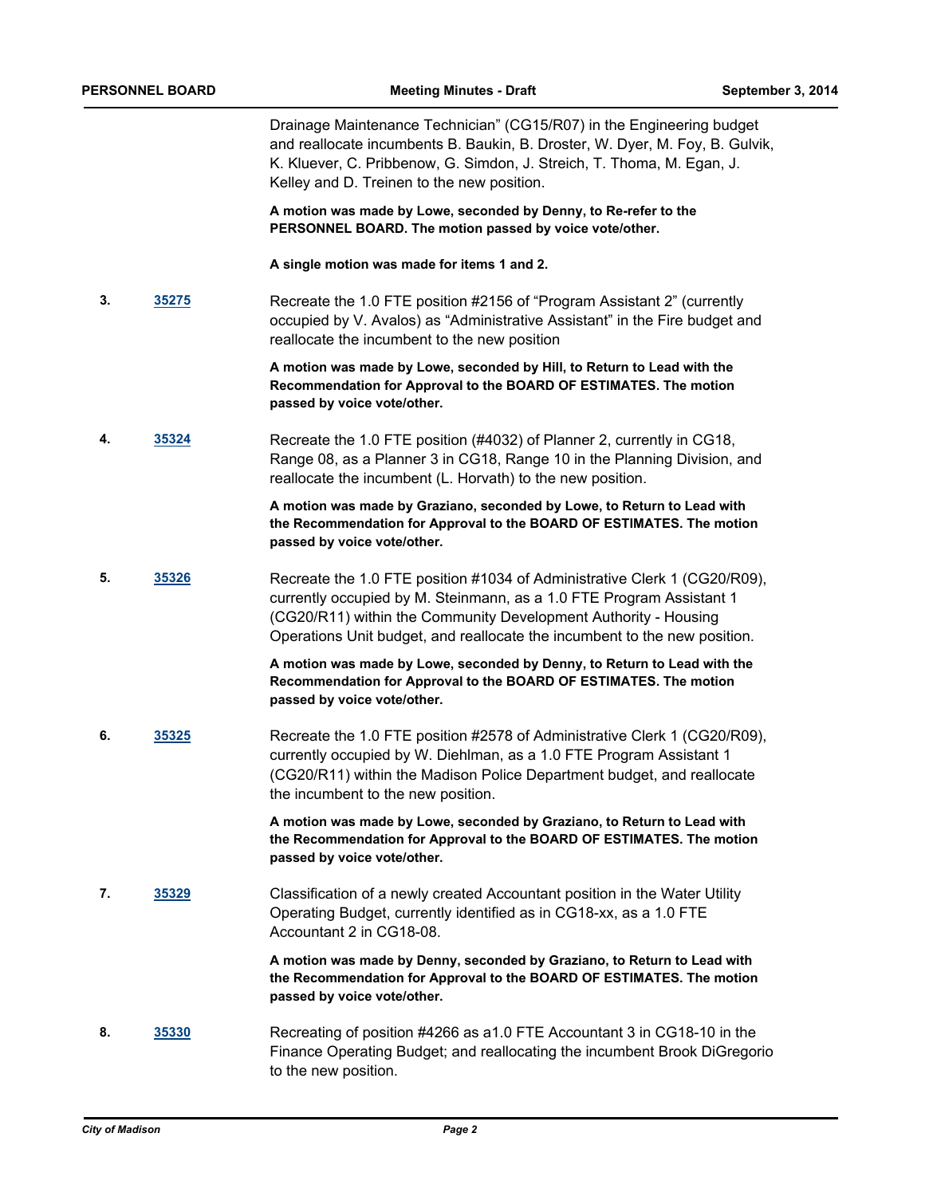Drainage Maintenance Technician" (CG15/R07) in the Engineering budget and reallocate incumbents B. Baukin, B. Droster, W. Dyer, M. Foy, B. Gulvik, K. Kluever, C. Pribbenow, G. Simdon, J. Streich, T. Thoma, M. Egan, J. Kelley and D. Treinen to the new position.

**A motion was made by Lowe, seconded by Denny, to Re-refer to the PERSONNEL BOARD. The motion passed by voice vote/other.**

**A single motion was made for items 1 and 2.**

**3.** **35275** Recreate the 1.0 FTE position #2156 of "Program Assistant 2" (currently occupied by V. Avalos) as "Administrative Assistant" in the Fire budget and reallocate the incumbent to the new position

**A motion was made by Lowe, seconded by Hill, to Return to Lead with the Recommendation for Approval to the BOARD OF ESTIMATES. The motion passed by voice vote/other.**

**4.** **35324** Recreate the 1.0 FTE position (#4032) of Planner 2, currently in CG18, Range 08, as a Planner 3 in CG18, Range 10 in the Planning Division, and reallocate the incumbent (L. Horvath) to the new position.

**A motion was made by Graziano, seconded by Lowe, to Return to Lead with the Recommendation for Approval to the BOARD OF ESTIMATES. The motion passed by voice vote/other.**

**5.** **35326** Recreate the 1.0 FTE position #1034 of Administrative Clerk 1 (CG20/R09), currently occupied by M. Steinmann, as a 1.0 FTE Program Assistant 1 (CG20/R11) within the Community Development Authority - Housing Operations Unit budget, and reallocate the incumbent to the new position.

**A motion was made by Lowe, seconded by Denny, to Return to Lead with the Recommendation for Approval to the BOARD OF ESTIMATES. The motion passed by voice vote/other.**

**6.** **35325** Recreate the 1.0 FTE position #2578 of Administrative Clerk 1 (CG20/R09), currently occupied by W. Diehlman, as a 1.0 FTE Program Assistant 1 (CG20/R11) within the Madison Police Department budget, and reallocate the incumbent to the new position.

**A motion was made by Lowe, seconded by Graziano, to Return to Lead with the Recommendation for Approval to the BOARD OF ESTIMATES. The motion passed by voice vote/other.**

**7.** **35329** Classification of a newly created Accountant position in the Water Utility Operating Budget, currently identified as in CG18-xx, as a 1.0 FTE Accountant 2 in CG18-08.

**A motion was made by Denny, seconded by Graziano, to Return to Lead with the Recommendation for Approval to the BOARD OF ESTIMATES. The motion passed by voice vote/other.**

**8.** **35330** Recreating of position #4266 as a1.0 FTE Accountant 3 in CG18-10 in the Finance Operating Budget; and reallocating the incumbent Brook DiGregorio to the new position.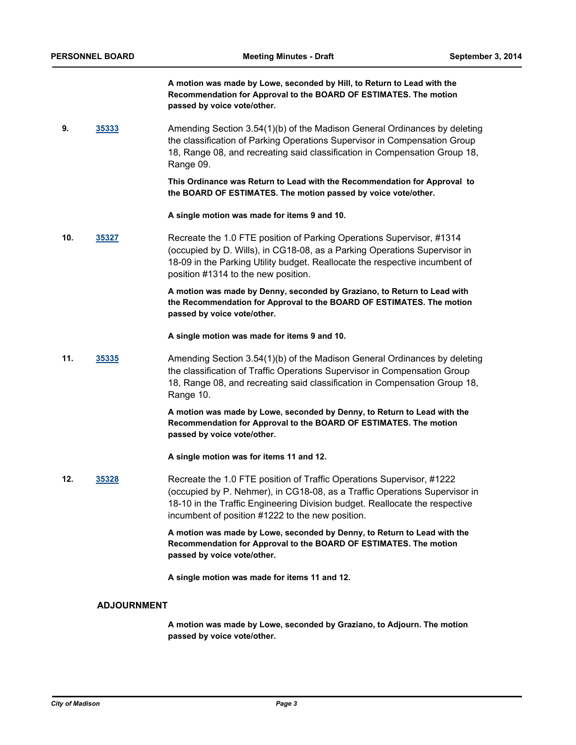**A motion was made by Lowe, seconded by Hill, to Return to Lead with the Recommendation for Approval to the BOARD OF ESTIMATES. The motion passed by voice vote/other.**

**9.** [35333](35333)

Amending Section 3.54(1)(b) of the Madison General Ordinances by deleting the classification of Parking Operations Supervisor in Compensation Group 18, Range 08, and recreating said classification in Compensation Group 18, Range 09.

**This Ordinance was Return to Lead with the Recommendation for Approval to the BOARD OF ESTIMATES. The motion passed by voice vote/other.**

**A single motion was made for items 9 and 10.**

**10.** [35327](35327)

Recreate the 1.0 FTE position of Parking Operations Supervisor, #1314 (occupied by D. Wills), in CG18-08, as a Parking Operations Supervisor in 18-09 in the Parking Utility budget. Reallocate the respective incumbent of position #1314 to the new position.

**A motion was made by Denny, seconded by Graziano, to Return to Lead with the Recommendation for Approval to the BOARD OF ESTIMATES. The motion passed by voice vote/other.**

**A single motion was made for items 9 and 10.**

**11.** [35335](35335)

Amending Section 3.54(1)(b) of the Madison General Ordinances by deleting the classification of Traffic Operations Supervisor in Compensation Group 18, Range 08, and recreating said classification in Compensation Group 18, Range 10.

**A motion was made by Lowe, seconded by Denny, to Return to Lead with the Recommendation for Approval to the BOARD OF ESTIMATES. The motion passed by voice vote/other.**

**A single motion was for items 11 and 12.**

**12.** [35328](35328)

Recreate the 1.0 FTE position of Traffic Operations Supervisor, #1222 (occupied by P. Nehmer), in CG18-08, as a Traffic Operations Supervisor in 18-10 in the Traffic Engineering Division budget. Reallocate the respective incumbent of position #1222 to the new position.

**A motion was made by Lowe, seconded by Denny, to Return to Lead with the Recommendation for Approval to the BOARD OF ESTIMATES. The motion passed by voice vote/other.**

**A single motion was made for items 11 and 12.**

## ADJOURNMENT

**A motion was made by Lowe, seconded by Graziano, to Adjourn. The motion passed by voice vote/other.**